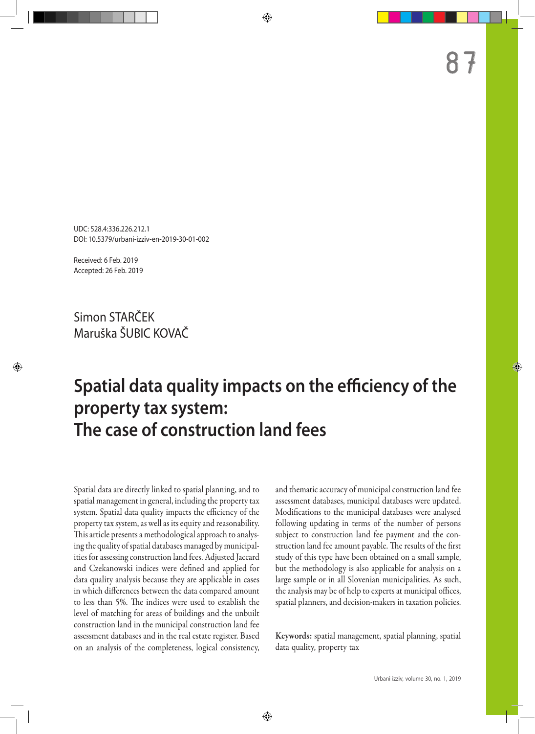UDC: 528.4:336.226.212.1
DOI: 10.5379/urbani-izziv-en-2019-30-01-002

Received: 6 Feb. 2019
Accepted: 26 Feb. 2019

Simon STARČEK
Maruška ŠUBIC KOVAČ

# Spatial data quality impacts on the efficiency of the property tax system: The case of construction land fees

Spatial data are directly linked to spatial planning, and to spatial management in general, including the property tax system. Spatial data quality impacts the efficiency of the property tax system, as well as its equity and reasonability. This article presents a methodological approach to analysing the quality of spatial databases managed by municipalities for assessing construction land fees. Adjusted Jaccard and Czekanowski indices were defined and applied for data quality analysis because they are applicable in cases in which differences between the data compared amount to less than 5%. The indices were used to establish the level of matching for areas of buildings and the unbuilt construction land in the municipal construction land fee assessment databases and in the real estate register. Based on an analysis of the completeness, logical consistency, and thematic accuracy of municipal construction land fee assessment databases, municipal databases were updated. Modifications to the municipal databases were analysed following updating in terms of the number of persons subject to construction land fee payment and the construction land fee amount payable. The results of the first study of this type have been obtained on a small sample, but the methodology is also applicable for analysis on a large sample or in all Slovenian municipalities. As such, the analysis may be of help to experts at municipal offices, spatial planners, and decision-makers in taxation policies.

**Keywords:** spatial management, spatial planning, spatial data quality, property tax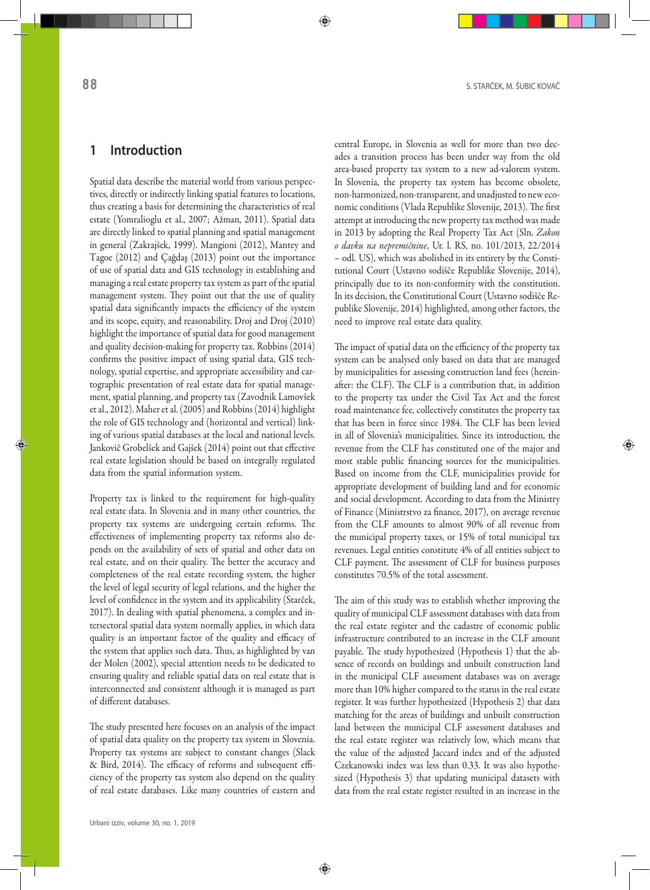## 1 Introduction

Spatial data describe the material world from various perspectives, directly or indirectly linking spatial features to locations, thus creating a basis for determining the characteristics of real estate (Yomralioglu et al., 2007; Ažman, 2011). Spatial data are directly linked to spatial planning and spatial management in general (Zakrajšek, 1999). Mangioni (2012), Mantey and Tagoe (2012) and Çağdaş (2013) point out the importance of use of spatial data and GIS technology in establishing and managing a real estate property tax system as part of the spatial management system. They point out that the use of quality spatial data significantly impacts the efficiency of the system and its scope, equity, and reasonability. Droj and Droj (2010) highlight the importance of spatial data for good management and quality decision-making for property tax. Robbins (2014) confirms the positive impact of using spatial data, GIS technology, spatial expertise, and appropriate accessibility and cartographic presentation of real estate data for spatial management, spatial planning, and property tax (Zavodnik Lamovšek et al., 2012). Maher et al. (2005) and Robbins (2014) highlight the role of GIS technology and (horizontal and vertical) linking of various spatial databases at the local and national levels. Jankovič Grobelšek and Gajšek (2014) point out that effective real estate legislation should be based on integrally regulated data from the spatial information system.

Property tax is linked to the requirement for high-quality real estate data. In Slovenia and in many other countries, the property tax systems are undergoing certain reforms. The effectiveness of implementing property tax reforms also depends on the availability of sets of spatial and other data on real estate, and on their quality. The better the accuracy and completeness of the real estate recording system, the higher the level of legal security of legal relations, and the higher the level of confidence in the system and its applicability (Starček, 2017). In dealing with spatial phenomena, a complex and intersectoral spatial data system normally applies, in which data quality is an important factor of the quality and efficacy of the system that applies such data. Thus, as highlighted by van der Molen (2002), special attention needs to be dedicated to ensuring quality and reliable spatial data on real estate that is interconnected and consistent although it is managed as part of different databases.

The study presented here focuses on an analysis of the impact of spatial data quality on the property tax system in Slovenia. Property tax systems are subject to constant changes (Slack & Bird, 2014). The efficacy of reforms and subsequent efficiency of the property tax system also depend on the quality of real estate databases. Like many countries of eastern and central Europe, in Slovenia as well for more than two decades a transition process has been under way from the old area-based property tax system to a new ad-valorem system. In Slovenia, the property tax system has become obsolete, non-harmonized, non-transparent, and unadjusted to new economic conditions (Vlada Republike Slovenije, 2013). The first attempt at introducing the new property tax method was made in 2013 by adopting the Real Property Tax Act (Sln. *Zakon o davku na nepremičnine*, Ur. l. RS, no. 101/2013, 22/2014 – odl. US), which was abolished in its entirety by the Constitutional Court (Ustavno sodišče Republike Slovenije, 2014), principally due to its non-conformity with the constitution. In its decision, the Constitutional Court (Ustavno sodišče Republike Slovenije, 2014) highlighted, among other factors, the need to improve real estate data quality.

The impact of spatial data on the efficiency of the property tax system can be analysed only based on data that are managed by municipalities for assessing construction land fees (hereinafter: the CLF). The CLF is a contribution that, in addition to the property tax under the Civil Tax Act and the forest road maintenance fee, collectively constitutes the property tax that has been in force since 1984. The CLF has been levied in all of Slovenia's municipalities. Since its introduction, the revenue from the CLF has constituted one of the major and most stable public financing sources for the municipalities. Based on income from the CLF, municipalities provide for appropriate development of building land and for economic and social development. According to data from the Ministry of Finance (Ministrstvo za finance, 2017), on average revenue from the CLF amounts to almost 90% of all revenue from the municipal property taxes, or 15% of total municipal tax revenues. Legal entities constitute 4% of all entities subject to CLF payment. The assessment of CLF for business purposes constitutes 70.5% of the total assessment.

The aim of this study was to establish whether improving the quality of municipal CLF assessment databases with data from the real estate register and the cadastre of economic public infrastructure contributed to an increase in the CLF amount payable. The study hypothesized (Hypothesis 1) that the absence of records on buildings and unbuilt construction land in the municipal CLF assessment databases was on average more than 10% higher compared to the status in the real estate register. It was further hypothesized (Hypothesis 2) that data matching for the areas of buildings and unbuilt construction land between the municipal CLF assessment databases and the real estate register was relatively low, which means that the value of the adjusted Jaccard index and of the adjusted Czekanowski index was less than 0.33. It was also hypothesized (Hypothesis 3) that updating municipal datasets with data from the real estate register resulted in an increase in the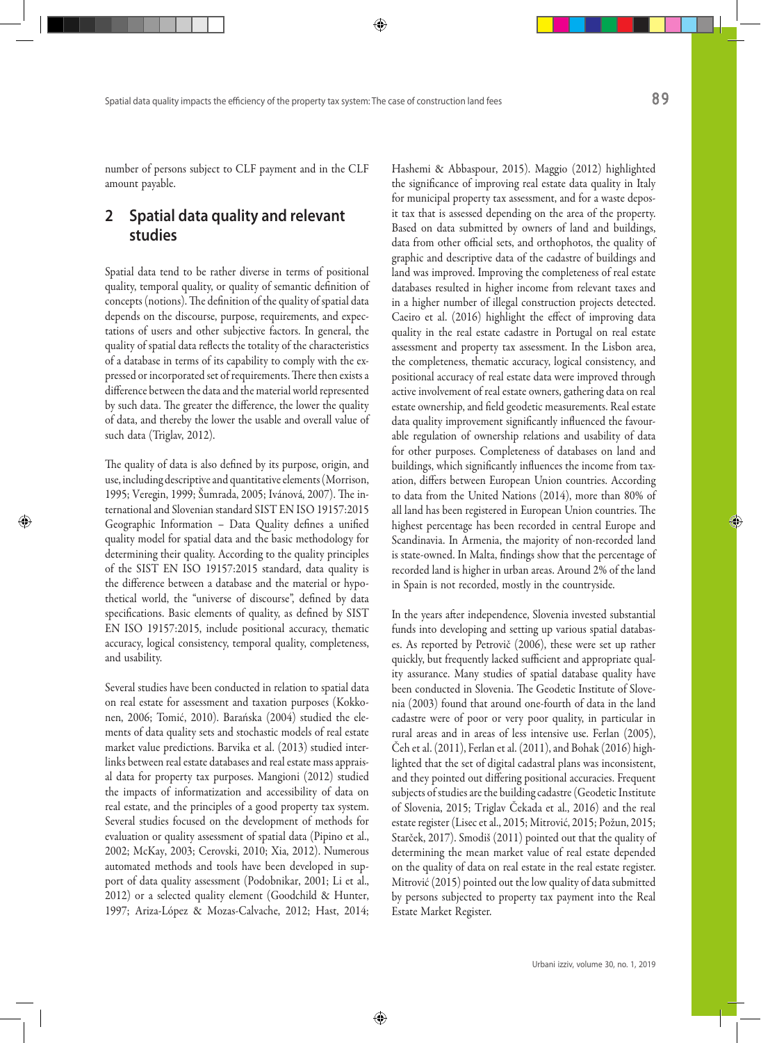number of persons subject to CLF payment and in the CLF amount payable.

## 2 Spatial data quality and relevant studies

Spatial data tend to be rather diverse in terms of positional quality, temporal quality, or quality of semantic definition of concepts (notions). The definition of the quality of spatial data depends on the discourse, purpose, requirements, and expectations of users and other subjective factors. In general, the quality of spatial data reflects the totality of the characteristics of a database in terms of its capability to comply with the expressed or incorporated set of requirements. There then exists a difference between the data and the material world represented by such data. The greater the difference, the lower the quality of data, and thereby the lower the usable and overall value of such data (Triglav, 2012).

The quality of data is also defined by its purpose, origin, and use, including descriptive and quantitative elements (Morrison, 1995; Veregin, 1999; Šumrada, 2005; Ivánová, 2007). The international and Slovenian standard SIST EN ISO 19157:2015 Geographic Information – Data Quality defines a unified quality model for spatial data and the basic methodology for determining their quality. According to the quality principles of the SIST EN ISO 19157:2015 standard, data quality is the difference between a database and the material or hypothetical world, the "universe of discourse", defined by data specifications. Basic elements of quality, as defined by SIST EN ISO 19157:2015, include positional accuracy, thematic accuracy, logical consistency, temporal quality, completeness, and usability.

Several studies have been conducted in relation to spatial data on real estate for assessment and taxation purposes (Kokkonen, 2006; Tomić, 2010). Barańska (2004) studied the elements of data quality sets and stochastic models of real estate market value predictions. Barvika et al. (2013) studied interlinks between real estate databases and real estate mass appraisal data for property tax purposes. Mangioni (2012) studied the impacts of informatization and accessibility of data on real estate, and the principles of a good property tax system. Several studies focused on the development of methods for evaluation or quality assessment of spatial data (Pipino et al., 2002; McKay, 2003; Cerovski, 2010; Xia, 2012). Numerous automated methods and tools have been developed in support of data quality assessment (Podobnikar, 2001; Li et al., 2012) or a selected quality element (Goodchild & Hunter, 1997; Ariza-López & Mozas-Calvache, 2012; Hast, 2014; Hashemi & Abbaspour, 2015). Maggio (2012) highlighted the significance of improving real estate data quality in Italy for municipal property tax assessment, and for a waste deposit tax that is assessed depending on the area of the property. Based on data submitted by owners of land and buildings, data from other official sets, and orthophotos, the quality of graphic and descriptive data of the cadastre of buildings and land was improved. Improving the completeness of real estate databases resulted in higher income from relevant taxes and in a higher number of illegal construction projects detected. Caeiro et al. (2016) highlight the effect of improving data quality in the real estate cadastre in Portugal on real estate assessment and property tax assessment. In the Lisbon area, the completeness, thematic accuracy, logical consistency, and positional accuracy of real estate data were improved through active involvement of real estate owners, gathering data on real estate ownership, and field geodetic measurements. Real estate data quality improvement significantly influenced the favourable regulation of ownership relations and usability of data for other purposes. Completeness of databases on land and buildings, which significantly influences the income from taxation, differs between European Union countries. According to data from the United Nations (2014), more than 80% of all land has been registered in European Union countries. The highest percentage has been recorded in central Europe and Scandinavia. In Armenia, the majority of non-recorded land is state-owned. In Malta, findings show that the percentage of recorded land is higher in urban areas. Around 2% of the land in Spain is not recorded, mostly in the countryside.

In the years after independence, Slovenia invested substantial funds into developing and setting up various spatial databases. As reported by Petrovič (2006), these were set up rather quickly, but frequently lacked sufficient and appropriate quality assurance. Many studies of spatial database quality have been conducted in Slovenia. The Geodetic Institute of Slovenia (2003) found that around one-fourth of data in the land cadastre were of poor or very poor quality, in particular in rural areas and in areas of less intensive use. Ferlan (2005), Čeh et al. (2011), Ferlan et al. (2011), and Bohak (2016) highlighted that the set of digital cadastral plans was inconsistent, and they pointed out differing positional accuracies. Frequent subjects of studies are the building cadastre (Geodetic Institute of Slovenia, 2015; Triglav Čekada et al., 2016) and the real estate register (Lisec et al., 2015; Mitrović, 2015; Požun, 2015; Starček, 2017). Smodiš (2011) pointed out that the quality of determining the mean market value of real estate depended on the quality of data on real estate in the real estate register. Mitrović (2015) pointed out the low quality of data submitted by persons subjected to property tax payment into the Real Estate Market Register.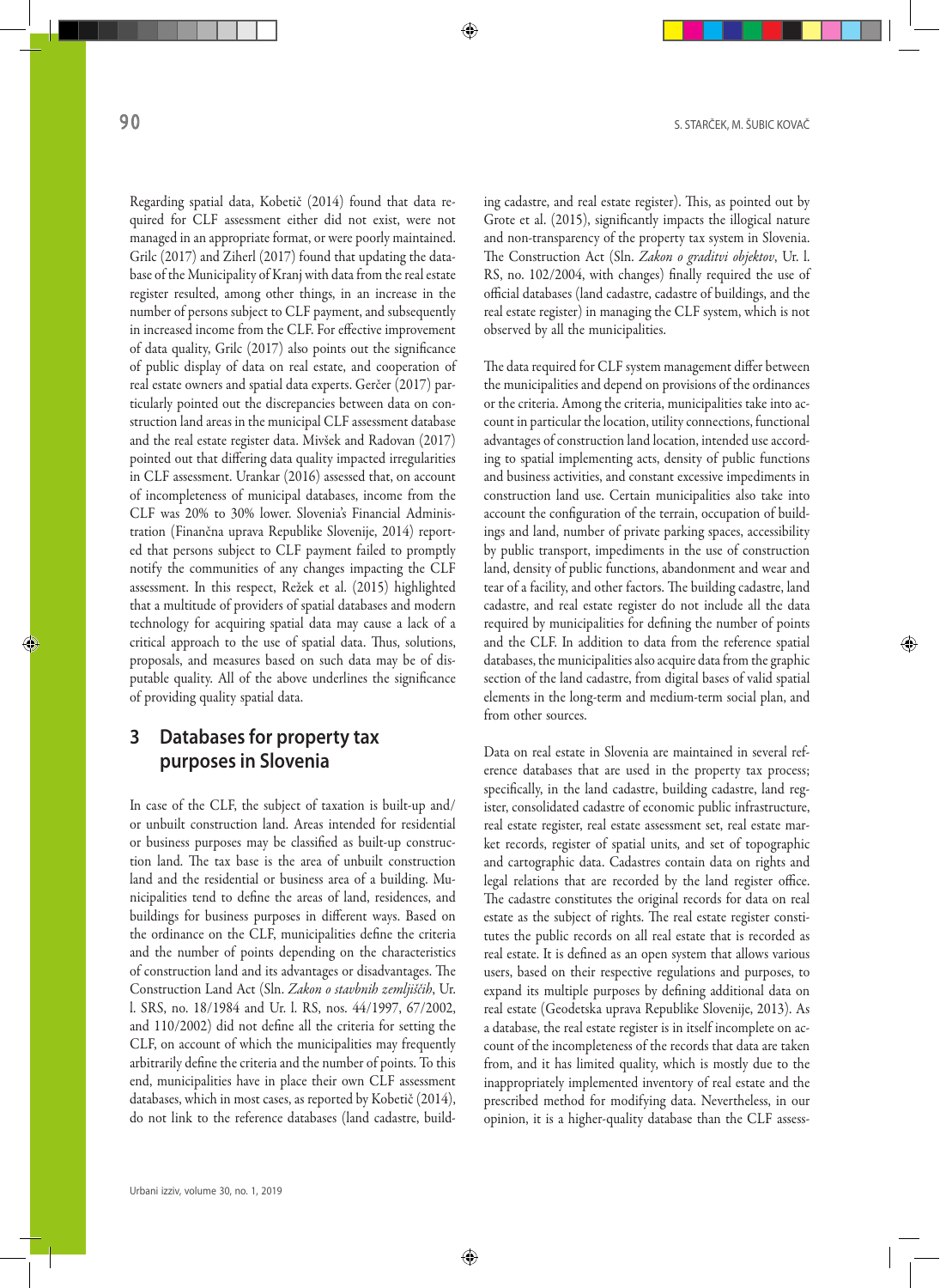Regarding spatial data, Kobetič (2014) found that data required for CLF assessment either did not exist, were not managed in an appropriate format, or were poorly maintained. Grilc (2017) and Ziherl (2017) found that updating the database of the Municipality of Kranj with data from the real estate register resulted, among other things, in an increase in the number of persons subject to CLF payment, and subsequently in increased income from the CLF. For effective improvement of data quality, Grilc (2017) also points out the significance of public display of data on real estate, and cooperation of real estate owners and spatial data experts. Gerčer (2017) particularly pointed out the discrepancies between data on construction land areas in the municipal CLF assessment database and the real estate register data. Mivšek and Radovan (2017) pointed out that differing data quality impacted irregularities in CLF assessment. Urankar (2016) assessed that, on account of incompleteness of municipal databases, income from the CLF was 20% to 30% lower. Slovenia's Financial Administration (Finančna uprava Republike Slovenije, 2014) reported that persons subject to CLF payment failed to promptly notify the communities of any changes impacting the CLF assessment. In this respect, Režek et al. (2015) highlighted that a multitude of providers of spatial databases and modern technology for acquiring spatial data may cause a lack of a critical approach to the use of spatial data. Thus, solutions, proposals, and measures based on such data may be of disputable quality. All of the above underlines the significance of providing quality spatial data.

## 3 Databases for property tax purposes in Slovenia

In case of the CLF, the subject of taxation is built-up and/or unbuilt construction land. Areas intended for residential or business purposes may be classified as built-up construction land. The tax base is the area of unbuilt construction land and the residential or business area of a building. Municipalities tend to define the areas of land, residences, and buildings for business purposes in different ways. Based on the ordinance on the CLF, municipalities define the criteria and the number of points depending on the characteristics of construction land and its advantages or disadvantages. The Construction Land Act (Sln. *Zakon o stavbnih zemljiščih*, Ur. l. SRS, no. 18/1984 and Ur. l. RS, nos. 44/1997, 67/2002, and 110/2002) did not define all the criteria for setting the CLF, on account of which the municipalities may frequently arbitrarily define the criteria and the number of points. To this end, municipalities have in place their own CLF assessment databases, which in most cases, as reported by Kobetič (2014), do not link to the reference databases (land cadastre, building cadastre, and real estate register). This, as pointed out by Grote et al. (2015), significantly impacts the illogical nature and non-transparency of the property tax system in Slovenia. The Construction Act (Sln. *Zakon o graditvi objektov*, Ur. l. RS, no. 102/2004, with changes) finally required the use of official databases (land cadastre, cadastre of buildings, and the real estate register) in managing the CLF system, which is not observed by all the municipalities.

The data required for CLF system management differ between the municipalities and depend on provisions of the ordinances or the criteria. Among the criteria, municipalities take into account in particular the location, utility connections, functional advantages of construction land location, intended use according to spatial implementing acts, density of public functions and business activities, and constant excessive impediments in construction land use. Certain municipalities also take into account the configuration of the terrain, occupation of buildings and land, number of private parking spaces, accessibility by public transport, impediments in the use of construction land, density of public functions, abandonment and wear and tear of a facility, and other factors. The building cadastre, land cadastre, and real estate register do not include all the data required by municipalities for defining the number of points and the CLF. In addition to data from the reference spatial databases, the municipalities also acquire data from the graphic section of the land cadastre, from digital bases of valid spatial elements in the long-term and medium-term social plan, and from other sources.

Data on real estate in Slovenia are maintained in several reference databases that are used in the property tax process; specifically, in the land cadastre, building cadastre, land register, consolidated cadastre of economic public infrastructure, real estate register, real estate assessment set, real estate market records, register of spatial units, and set of topographic and cartographic data. Cadastres contain data on rights and legal relations that are recorded by the land register office. The cadastre constitutes the original records for data on real estate as the subject of rights. The real estate register constitutes the public records on all real estate that is recorded as real estate. It is defined as an open system that allows various users, based on their respective regulations and purposes, to expand its multiple purposes by defining additional data on real estate (Geodetska uprava Republike Slovenije, 2013). As a database, the real estate register is in itself incomplete on account of the incompleteness of the records that data are taken from, and it has limited quality, which is mostly due to the inappropriately implemented inventory of real estate and the prescribed method for modifying data. Nevertheless, in our opinion, it is a higher-quality database than the CLF assess-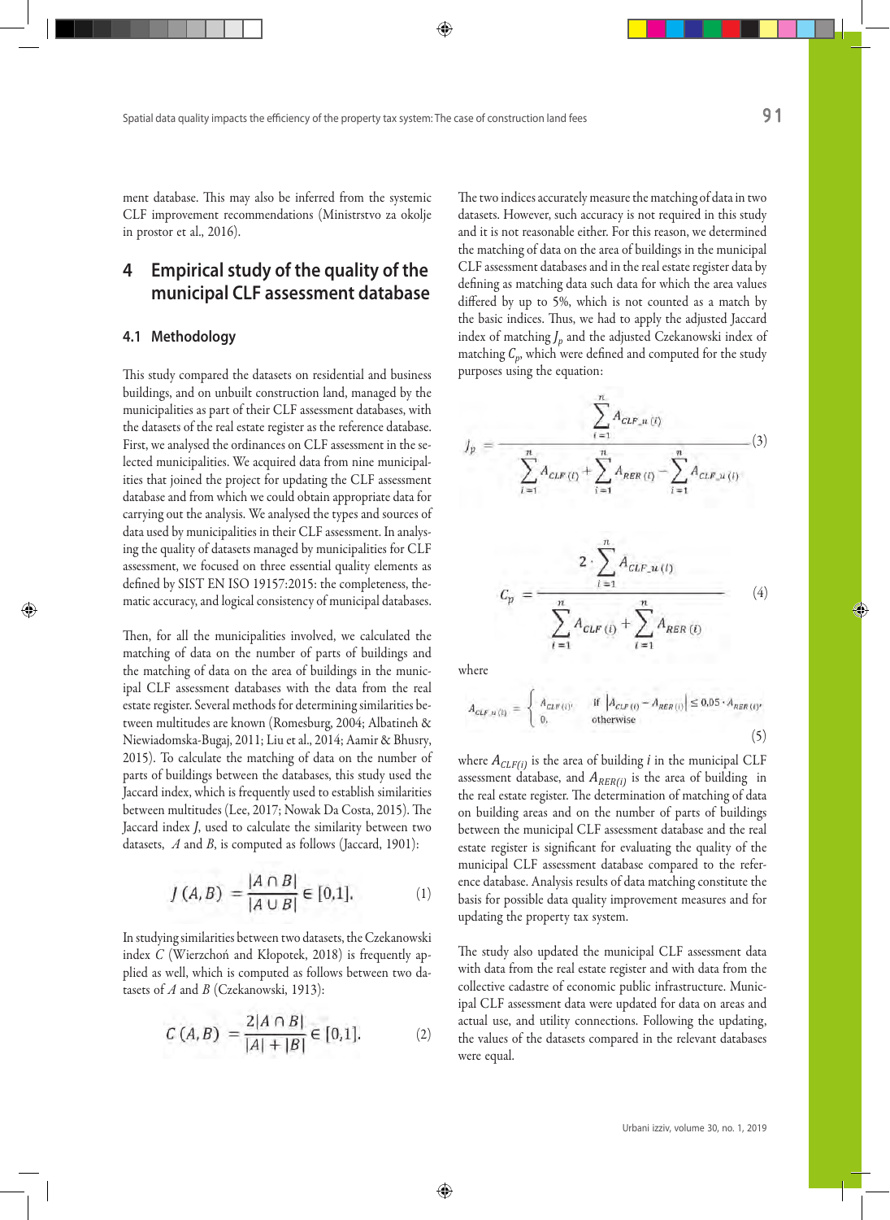ment database. This may also be inferred from the systemic CLF improvement recommendations (Ministrstvo za okolje in prostor et al., 2016).

## 4 Empirical study of the quality of the municipal CLF assessment database

### 4.1 Methodology

This study compared the datasets on residential and business buildings, and on unbuilt construction land, managed by the municipalities as part of their CLF assessment databases, with the datasets of the real estate register as the reference database. First, we analysed the ordinances on CLF assessment in the selected municipalities. We acquired data from nine municipalities that joined the project for updating the CLF assessment database and from which we could obtain appropriate data for carrying out the analysis. We analysed the types and sources of data used by municipalities in their CLF assessment. In analysing the quality of datasets managed by municipalities for CLF assessment, we focused on three essential quality elements as defined by SIST EN ISO 19157:2015: the completeness, thematic accuracy, and logical consistency of municipal databases.

Then, for all the municipalities involved, we calculated the matching of data on the number of parts of buildings and the matching of data on the area of buildings in the municipal CLF assessment databases with the data from the real estate register. Several methods for determining similarities between multitudes are known (Romesburg, 2004; Albatineh & Niewiadomska-Bugaj, 2011; Liu et al., 2014; Aamir & Bhusry, 2015). To calculate the matching of data on the number of parts of buildings between the databases, this study used the Jaccard index, which is frequently used to establish similarities between multitudes (Lee, 2017; Nowak Da Costa, 2015). The Jaccard index *J*, used to calculate the similarity between two datasets, *A* and *B*, is computed as follows (Jaccard, 1901):

$$J(A,B) = \frac{|A \cap B|}{|A \cup B|} \in [0,1]. \qquad (1)$$

In studying similarities between two datasets, the Czekanowski index *C* (Wierzchoń and Kłopotek, 2018) is frequently applied as well, which is computed as follows between two datasets of *A* and *B* (Czekanowski, 1913):

$$C(A,B) = \frac{2|A \cap B|}{|A| + |B|} \in [0,1]. \qquad (2)$$

The two indices accurately measure the matching of data in two datasets. However, such accuracy is not required in this study and it is not reasonable either. For this reason, we determined the matching of data on the area of buildings in the municipal CLF assessment databases and in the real estate register data by defining as matching data such data for which the area values differed by up to 5%, which is not counted as a match by the basic indices. Thus, we had to apply the adjusted Jaccard index of matching $J_p$ and the adjusted Czekanowski index of matching $C_p$, which were defined and computed for the study purposes using the equation:

$$J_p = \frac{\sum_{i=1}^{n} A_{CLF\_u\,(i)}}{\sum_{i=1}^{n} A_{CLF\,(i)} + \sum_{i=1}^{n} A_{RER\,(i)} - \sum_{i=1}^{n} A_{CLF\_u\,(i)}} \qquad (3)$$

$$C_p = \frac{2 \cdot \sum_{i=1}^{n} A_{CLF\_u\,(i)}}{\sum_{i=1}^{n} A_{CLF\,(i)} + \sum_{i=1}^{n} A_{RER\,(i)}} \qquad (4)$$

where

$$A_{CLF\_u\,(i)} = \begin{cases} A_{CLF\,(i)}, & \text{if } \left|A_{CLF\,(i)} - A_{RER\,(i)}\right| \le 0{,}05 \cdot A_{RER\,(i)}, \\ 0, & \text{otherwise} \end{cases} \qquad (5)$$

where $A_{CLF(i)}$ is the area of building *i* in the municipal CLF assessment database, and $A_{RER(i)}$ is the area of building in the real estate register. The determination of matching of data on building areas and on the number of parts of buildings between the municipal CLF assessment database and the real estate register is significant for evaluating the quality of the municipal CLF assessment database compared to the reference database. Analysis results of data matching constitute the basis for possible data quality improvement measures and for updating the property tax system.

The study also updated the municipal CLF assessment data with data from the real estate register and with data from the collective cadastre of economic public infrastructure. Municipal CLF assessment data were updated for data on areas and actual use, and utility connections. Following the updating, the values of the datasets compared in the relevant databases were equal.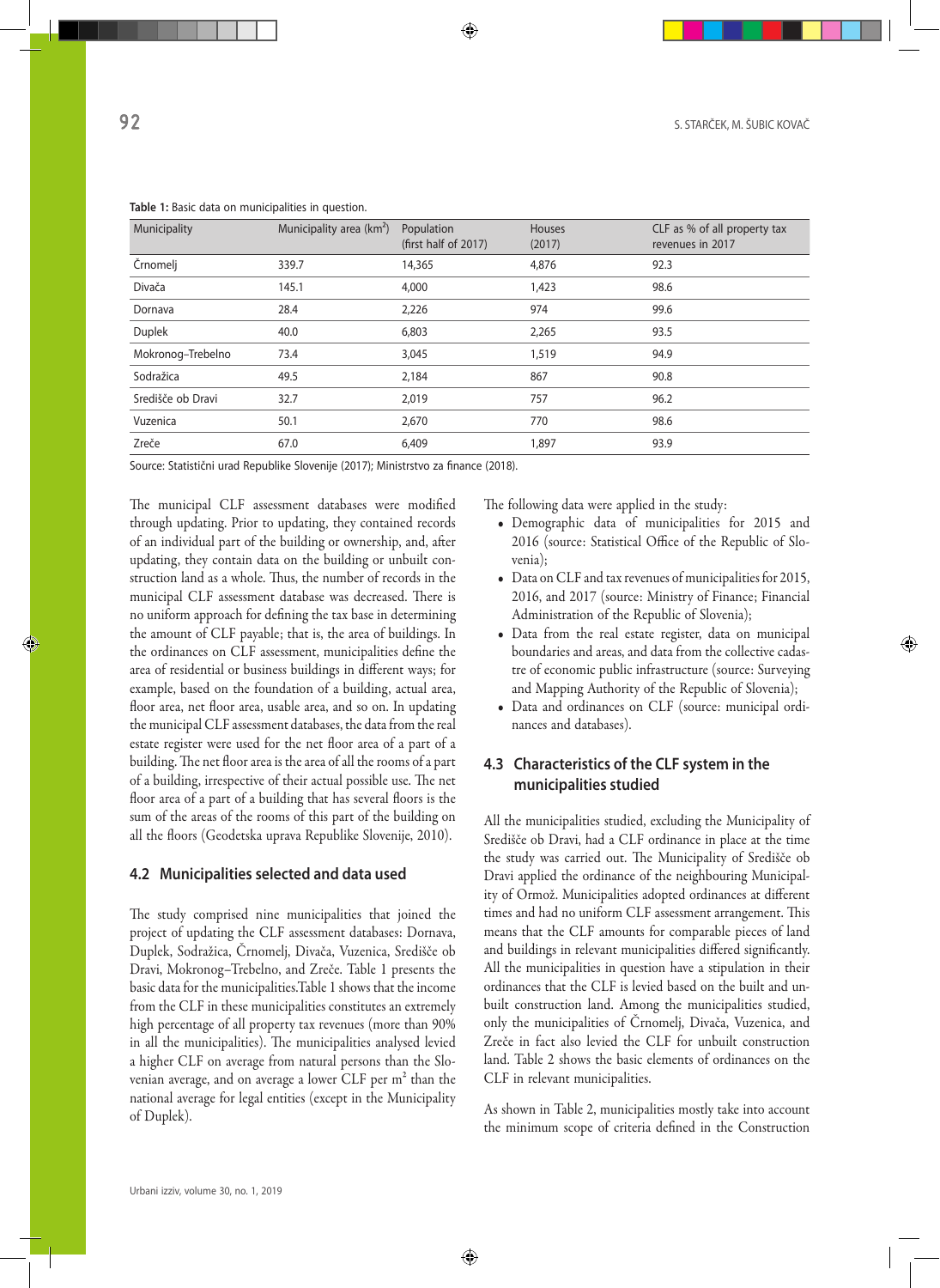**Table 1:** Basic data on municipalities in question.

| Municipality | Municipality area (km$^2$) | Population (first half of 2017) | Houses (2017) | CLF as % of all property tax revenues in 2017 |
|---|---|---|---|---|
| Črnomelj | 339.7 | 14,365 | 4,876 | 92.3 |
| Divača | 145.1 | 4,000 | 1,423 | 98.6 |
| Dornava | 28.4 | 2,226 | 974 | 99.6 |
| Duplek | 40.0 | 6,803 | 2,265 | 93.5 |
| Mokronog–Trebelno | 73.4 | 3,045 | 1,519 | 94.9 |
| Sodražica | 49.5 | 2,184 | 867 | 90.8 |
| Središče ob Dravi | 32.7 | 2,019 | 757 | 96.2 |
| Vuzenica | 50.1 | 2,670 | 770 | 98.6 |
| Zreče | 67.0 | 6,409 | 1,897 | 93.9 |

Source: Statistični urad Republike Slovenije (2017); Ministrstvo za finance (2018).

The municipal CLF assessment databases were modified through updating. Prior to updating, they contained records of an individual part of the building or ownership, and, after updating, they contain data on the building or unbuilt construction land as a whole. Thus, the number of records in the municipal CLF assessment database was decreased. There is no uniform approach for defining the tax base in determining the amount of CLF payable; that is, the area of buildings. In the ordinances on CLF assessment, municipalities define the area of residential or business buildings in different ways; for example, based on the foundation of a building, actual area, floor area, net floor area, usable area, and so on. In updating the municipal CLF assessment databases, the data from the real estate register were used for the net floor area of a part of a building. The net floor area is the area of all the rooms of a part of a building, irrespective of their actual possible use. The net floor area of a part of a building that has several floors is the sum of the areas of the rooms of this part of the building on all the floors (Geodetska uprava Republike Slovenije, 2010).

## 4.2 Municipalities selected and data used

The study comprised nine municipalities that joined the project of updating the CLF assessment databases: Dornava, Duplek, Sodražica, Črnomelj, Divača, Vuzenica, Središče ob Dravi, Mokronog–Trebelno, and Zreče. Table 1 presents the basic data for the municipalities.Table 1 shows that the income from the CLF in these municipalities constitutes an extremely high percentage of all property tax revenues (more than 90% in all the municipalities). The municipalities analysed levied a higher CLF on average from natural persons than the Slovenian average, and on average a lower CLF per m$^2$ than the national average for legal entities (except in the Municipality of Duplek).

The following data were applied in the study:

- Demographic data of municipalities for 2015 and 2016 (source: Statistical Office of the Republic of Slovenia);
- Data on CLF and tax revenues of municipalities for 2015, 2016, and 2017 (source: Ministry of Finance; Financial Administration of the Republic of Slovenia);
- Data from the real estate register, data on municipal boundaries and areas, and data from the collective cadastre of economic public infrastructure (source: Surveying and Mapping Authority of the Republic of Slovenia);
- Data and ordinances on CLF (source: municipal ordinances and databases).

## 4.3 Characteristics of the CLF system in the municipalities studied

All the municipalities studied, excluding the Municipality of Središče ob Dravi, had a CLF ordinance in place at the time the study was carried out. The Municipality of Središče ob Dravi applied the ordinance of the neighbouring Municipality of Ormož. Municipalities adopted ordinances at different times and had no uniform CLF assessment arrangement. This means that the CLF amounts for comparable pieces of land and buildings in relevant municipalities differed significantly. All the municipalities in question have a stipulation in their ordinances that the CLF is levied based on the built and unbuilt construction land. Among the municipalities studied, only the municipalities of Črnomelj, Divača, Vuzenica, and Zreče in fact also levied the CLF for unbuilt construction land. Table 2 shows the basic elements of ordinances on the CLF in relevant municipalities.

As shown in Table 2, municipalities mostly take into account the minimum scope of criteria defined in the Construction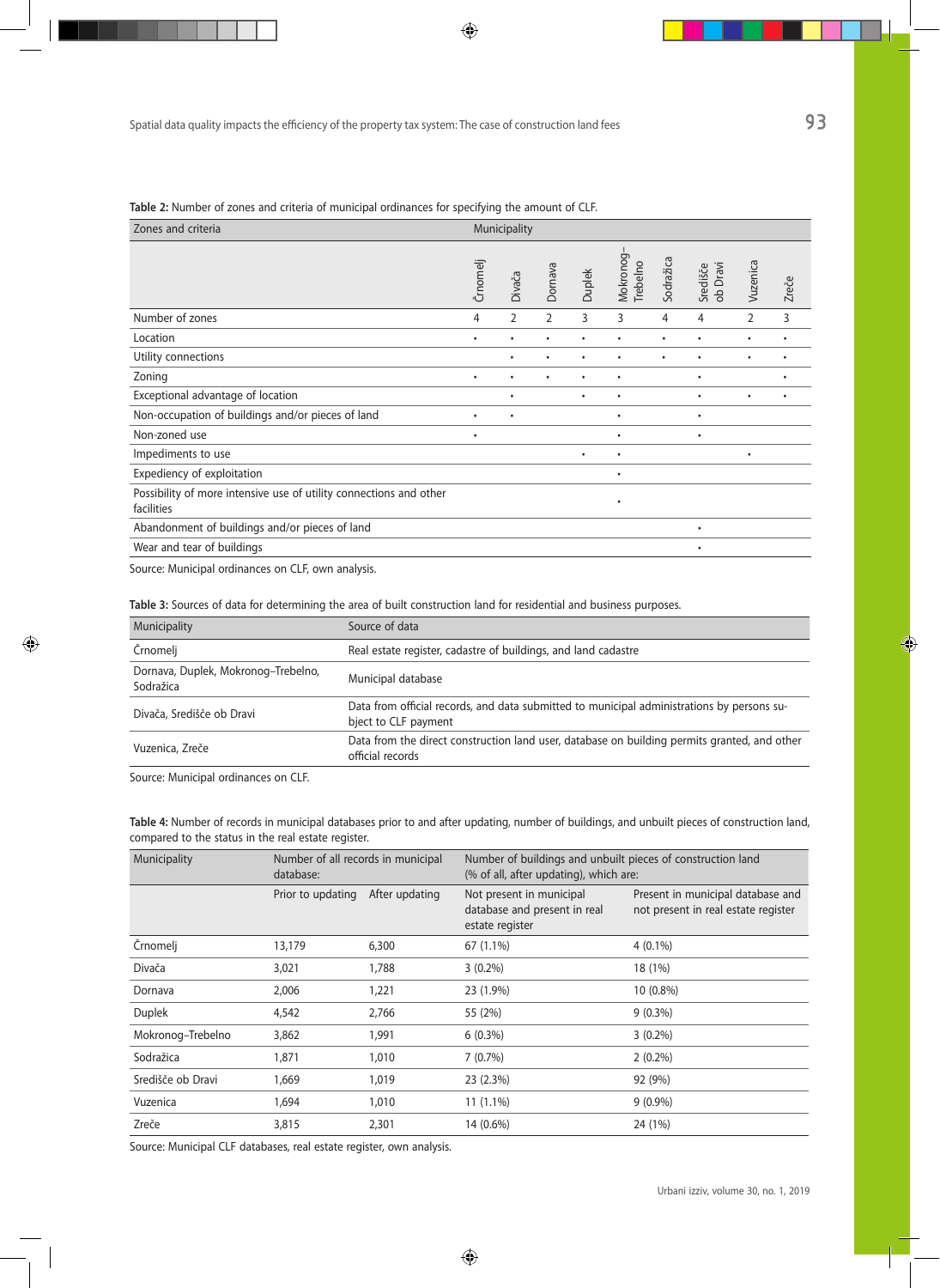**Table 2:** Number of zones and criteria of municipal ordinances for specifying the amount of CLF.

| Zones and criteria | Municipality | | | | | | | | |
|---|---|---|---|---|---|---|---|---|---|
| | Črnomelj | Divača | Dornava | Duplek | Mokronog–Trebelno | Sodražica | Središče ob Dravi | Vuzenica | Zreče |
| Number of zones | 4 | 2 | 2 | 3 | 3 | 4 | 4 | 2 | 3 |
| Location | • | • | • | • | • | • | • | • | • |
| Utility connections | | • | • | • | • | • | • | • | • |
| Zoning | • | • | • | • | • | | • | | • |
| Exceptional advantage of location | | • | | • | • | | • | • | • |
| Non-occupation of buildings and/or pieces of land | • | • | | | • | | • | | |
| Non-zoned use | • | | | | • | | • | | |
| Impediments to use | | | | • | • | | | • | |
| Expediency of exploitation | | | | | • | | | | |
| Possibility of more intensive use of utility connections and other facilities | | | | | • | | | | |
| Abandonment of buildings and/or pieces of land | | | | | | | • | | |
| Wear and tear of buildings | | | | | | | • | | |

Source: Municipal ordinances on CLF, own analysis.

**Table 3:** Sources of data for determining the area of built construction land for residential and business purposes.

| Municipality | Source of data |
|---|---|
| Črnomelj | Real estate register, cadastre of buildings, and land cadastre |
| Dornava, Duplek, Mokronog–Trebelno, Sodražica | Municipal database |
| Divača, Središče ob Dravi | Data from official records, and data submitted to municipal administrations by persons subject to CLF payment |
| Vuzenica, Zreče | Data from the direct construction land user, database on building permits granted, and other official records |

Source: Municipal ordinances on CLF.

**Table 4:** Number of records in municipal databases prior to and after updating, number of buildings, and unbuilt pieces of construction land, compared to the status in the real estate register.

| Municipality | Number of all records in municipal database: | | Number of buildings and unbuilt pieces of construction land (% of all, after updating), which are: | |
|---|---|---|---|---|
| | Prior to updating | After updating | Not present in municipal database and present in real estate register | Present in municipal database and not present in real estate register |
| Črnomelj | 13,179 | 6,300 | 67 (1.1%) | 4 (0.1%) |
| Divača | 3,021 | 1,788 | 3 (0.2%) | 18 (1%) |
| Dornava | 2,006 | 1,221 | 23 (1.9%) | 10 (0.8%) |
| Duplek | 4,542 | 2,766 | 55 (2%) | 9 (0.3%) |
| Mokronog–Trebelno | 3,862 | 1,991 | 6 (0.3%) | 3 (0.2%) |
| Sodražica | 1,871 | 1,010 | 7 (0.7%) | 2 (0.2%) |
| Središče ob Dravi | 1,669 | 1,019 | 23 (2.3%) | 92 (9%) |
| Vuzenica | 1,694 | 1,010 | 11 (1.1%) | 9 (0.9%) |
| Zreče | 3,815 | 2,301 | 14 (0.6%) | 24 (1%) |

Source: Municipal CLF databases, real estate register, own analysis.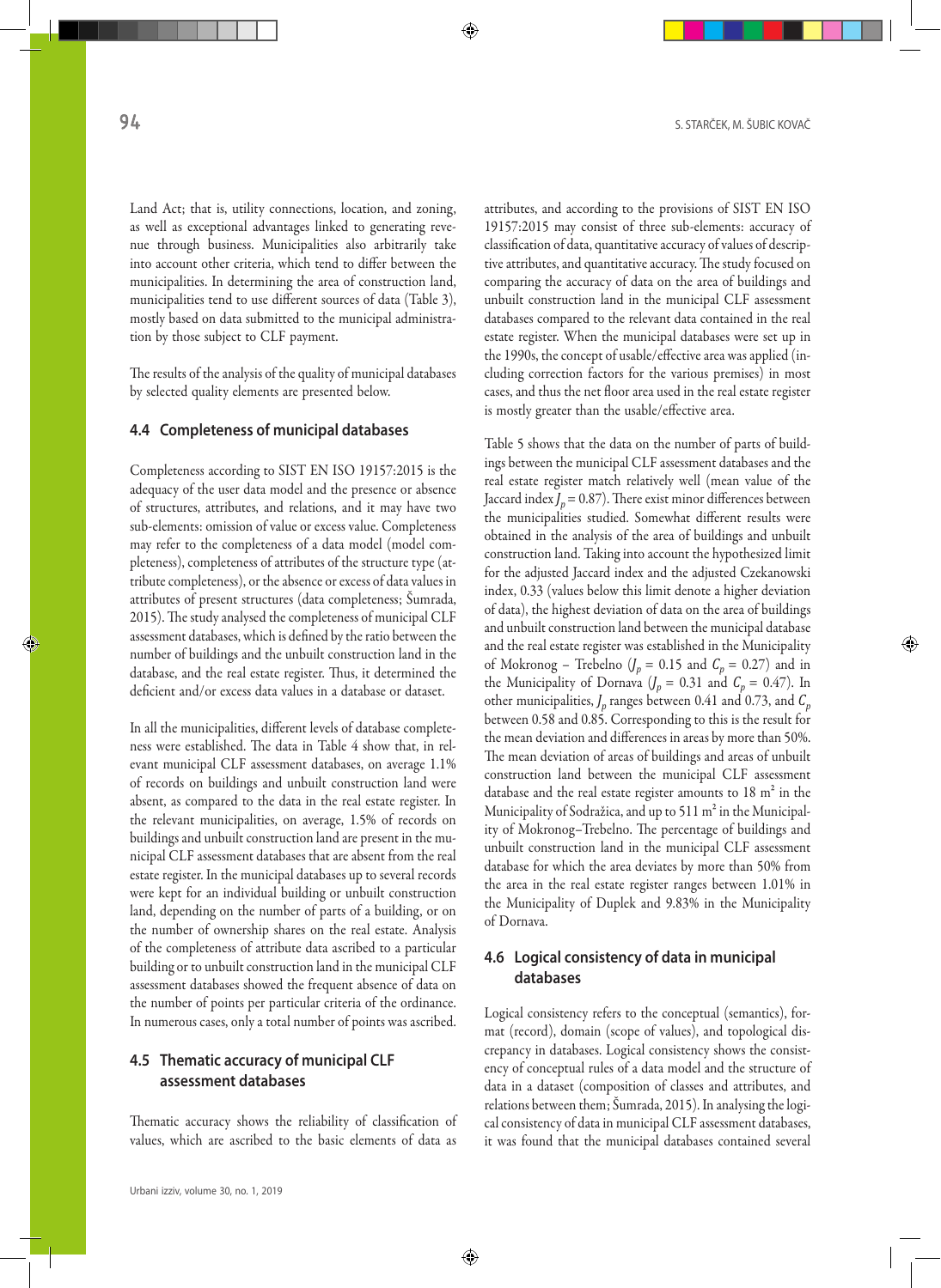Land Act; that is, utility connections, location, and zoning, as well as exceptional advantages linked to generating revenue through business. Municipalities also arbitrarily take into account other criteria, which tend to differ between the municipalities. In determining the area of construction land, municipalities tend to use different sources of data (Table 3), mostly based on data submitted to the municipal administration by those subject to CLF payment.

The results of the analysis of the quality of municipal databases by selected quality elements are presented below.

### 4.4 Completeness of municipal databases

Completeness according to SIST EN ISO 19157:2015 is the adequacy of the user data model and the presence or absence of structures, attributes, and relations, and it may have two sub-elements: omission of value or excess value. Completeness may refer to the completeness of a data model (model completeness), completeness of attributes of the structure type (attribute completeness), or the absence or excess of data values in attributes of present structures (data completeness; Šumrada, 2015). The study analysed the completeness of municipal CLF assessment databases, which is defined by the ratio between the number of buildings and the unbuilt construction land in the database, and the real estate register. Thus, it determined the deficient and/or excess data values in a database or dataset.

In all the municipalities, different levels of database completeness were established. The data in Table 4 show that, in relevant municipal CLF assessment databases, on average 1.1% of records on buildings and unbuilt construction land were absent, as compared to the data in the real estate register. In the relevant municipalities, on average, 1.5% of records on buildings and unbuilt construction land are present in the municipal CLF assessment databases that are absent from the real estate register. In the municipal databases up to several records were kept for an individual building or unbuilt construction land, depending on the number of parts of a building, or on the number of ownership shares on the real estate. Analysis of the completeness of attribute data ascribed to a particular building or to unbuilt construction land in the municipal CLF assessment databases showed the frequent absence of data on the number of points per particular criteria of the ordinance. In numerous cases, only a total number of points was ascribed.

### 4.5 Thematic accuracy of municipal CLF assessment databases

Thematic accuracy shows the reliability of classification of values, which are ascribed to the basic elements of data as attributes, and according to the provisions of SIST EN ISO 19157:2015 may consist of three sub-elements: accuracy of classification of data, quantitative accuracy of values of descriptive attributes, and quantitative accuracy. The study focused on comparing the accuracy of data on the area of buildings and unbuilt construction land in the municipal CLF assessment databases compared to the relevant data contained in the real estate register. When the municipal databases were set up in the 1990s, the concept of usable/effective area was applied (including correction factors for the various premises) in most cases, and thus the net floor area used in the real estate register is mostly greater than the usable/effective area.

Table 5 shows that the data on the number of parts of buildings between the municipal CLF assessment databases and the real estate register match relatively well (mean value of the Jaccard index $J_p = 0.87$). There exist minor differences between the municipalities studied. Somewhat different results were obtained in the analysis of the area of buildings and unbuilt construction land. Taking into account the hypothesized limit for the adjusted Jaccard index and the adjusted Czekanowski index, 0.33 (values below this limit denote a higher deviation of data), the highest deviation of data on the area of buildings and unbuilt construction land between the municipal database and the real estate register was established in the Municipality of Mokronog – Trebelno ($J_p = 0.15$ and $C_p = 0.27$) and in the Municipality of Dornava ($J_p = 0.31$ and $C_p = 0.47$). In other municipalities, $J_p$ ranges between 0.41 and 0.73, and $C_p$ between 0.58 and 0.85. Corresponding to this is the result for the mean deviation and differences in areas by more than 50%. The mean deviation of areas of buildings and areas of unbuilt construction land between the municipal CLF assessment database and the real estate register amounts to 18 m² in the Municipality of Sodražica, and up to 511 m² in the Municipality of Mokronog–Trebelno. The percentage of buildings and unbuilt construction land in the municipal CLF assessment database for which the area deviates by more than 50% from the area in the real estate register ranges between 1.01% in the Municipality of Duplek and 9.83% in the Municipality of Dornava.

### 4.6 Logical consistency of data in municipal databases

Logical consistency refers to the conceptual (semantics), format (record), domain (scope of values), and topological discrepancy in databases. Logical consistency shows the consistency of conceptual rules of a data model and the structure of data in a dataset (composition of classes and attributes, and relations between them; Šumrada, 2015). In analysing the logical consistency of data in municipal CLF assessment databases, it was found that the municipal databases contained several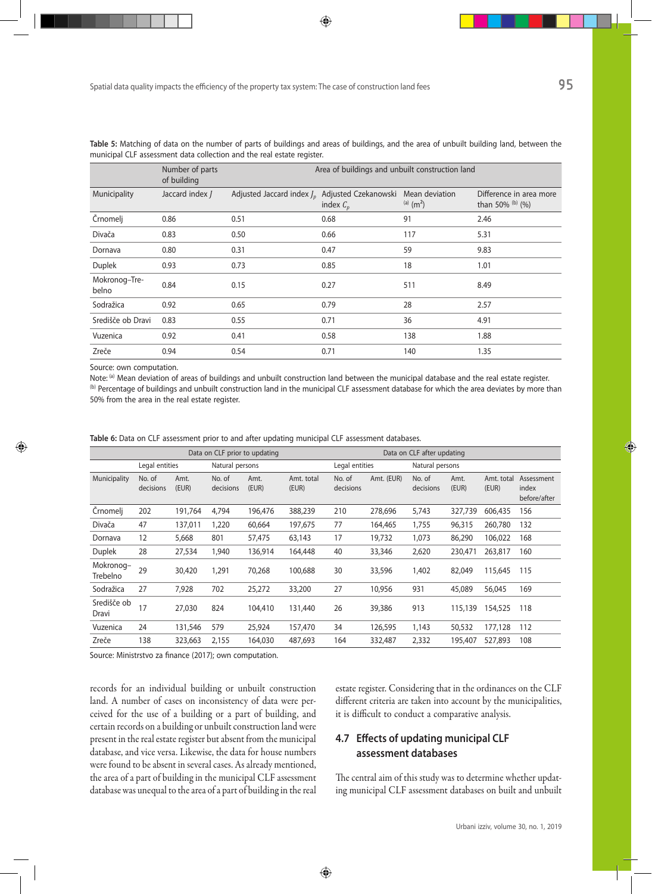**Table 5:** Matching of data on the number of parts of buildings and areas of buildings, and the area of unbuilt building land, between the municipal CLF assessment data collection and the real estate register.

| | Number of parts of building | Area of buildings and unbuilt construction land | | | |
|---|---|---|---|---|---|
| Municipality | Jaccard index $J$ | Adjusted Jaccard index $J_p$ | Adjusted Czekanowski index $C_p$ | Mean deviation [(a)] ($m^2$) | Difference in area more than 50% [(b)] (%) |
| Črnomelj | 0.86 | 0.51 | 0.68 | 91 | 2.46 |
| Divača | 0.83 | 0.50 | 0.66 | 117 | 5.31 |
| Dornava | 0.80 | 0.31 | 0.47 | 59 | 9.83 |
| Duplek | 0.93 | 0.73 | 0.85 | 18 | 1.01 |
| Mokronog–Trebelno | 0.84 | 0.15 | 0.27 | 511 | 8.49 |
| Sodražica | 0.92 | 0.65 | 0.79 | 28 | 2.57 |
| Središče ob Dravi | 0.83 | 0.55 | 0.71 | 36 | 4.91 |
| Vuzenica | 0.92 | 0.41 | 0.58 | 138 | 1.88 |
| Zreče | 0.94 | 0.54 | 0.71 | 140 | 1.35 |

Source: own computation.

Note: [(a)] Mean deviation of areas of buildings and unbuilt construction land between the municipal database and the real estate register.
[(b)] Percentage of buildings and unbuilt construction land in the municipal CLF assessment database for which the area deviates by more than 50% from the area in the real estate register.

**Table 6:** Data on CLF assessment prior to and after updating municipal CLF assessment databases.

| | Data on CLF prior to updating | | | | | Data on CLF after updating | | | | | |
|---|---|---|---|---|---|---|---|---|---|---|---|
| | Legal entities | | Natural persons | | | Legal entities | | Natural persons | | | |
| Municipality | No. of decisions | Amt. (EUR) | No. of decisions | Amt. (EUR) | Amt. total (EUR) | No. of decisions | Amt. (EUR) | No. of decisions | Amt. (EUR) | Amt. total (EUR) | Assessment index before/after |
| Črnomelj | 202 | 191,764 | 4,794 | 196,476 | 388,239 | 210 | 278,696 | 5,743 | 327,739 | 606,435 | 156 |
| Divača | 47 | 137,011 | 1,220 | 60,664 | 197,675 | 77 | 164,465 | 1,755 | 96,315 | 260,780 | 132 |
| Dornava | 12 | 5,668 | 801 | 57,475 | 63,143 | 17 | 19,732 | 1,073 | 86,290 | 106,022 | 168 |
| Duplek | 28 | 27,534 | 1,940 | 136,914 | 164,448 | 40 | 33,346 | 2,620 | 230,471 | 263,817 | 160 |
| Mokronog–Trebelno | 29 | 30,420 | 1,291 | 70,268 | 100,688 | 30 | 33,596 | 1,402 | 82,049 | 115,645 | 115 |
| Sodražica | 27 | 7,928 | 702 | 25,272 | 33,200 | 27 | 10,956 | 931 | 45,089 | 56,045 | 169 |
| Središče ob Dravi | 17 | 27,030 | 824 | 104,410 | 131,440 | 26 | 39,386 | 913 | 115,139 | 154,525 | 118 |
| Vuzenica | 24 | 131,546 | 579 | 25,924 | 157,470 | 34 | 126,595 | 1,143 | 50,532 | 177,128 | 112 |
| Zreče | 138 | 323,663 | 2,155 | 164,030 | 487,693 | 164 | 332,487 | 2,332 | 195,407 | 527,893 | 108 |

Source: Ministrstvo za finance (2017); own computation.

records for an individual building or unbuilt construction land. A number of cases on inconsistency of data were perceived for the use of a building or a part of building, and certain records on a building or unbuilt construction land were present in the real estate register but absent from the municipal database, and vice versa. Likewise, the data for house numbers were found to be absent in several cases. As already mentioned, the area of a part of building in the municipal CLF assessment database was unequal to the area of a part of building in the real estate register. Considering that in the ordinances on the CLF different criteria are taken into account by the municipalities, it is difficult to conduct a comparative analysis.

## 4.7 Effects of updating municipal CLF assessment databases

The central aim of this study was to determine whether updating municipal CLF assessment databases on built and unbuilt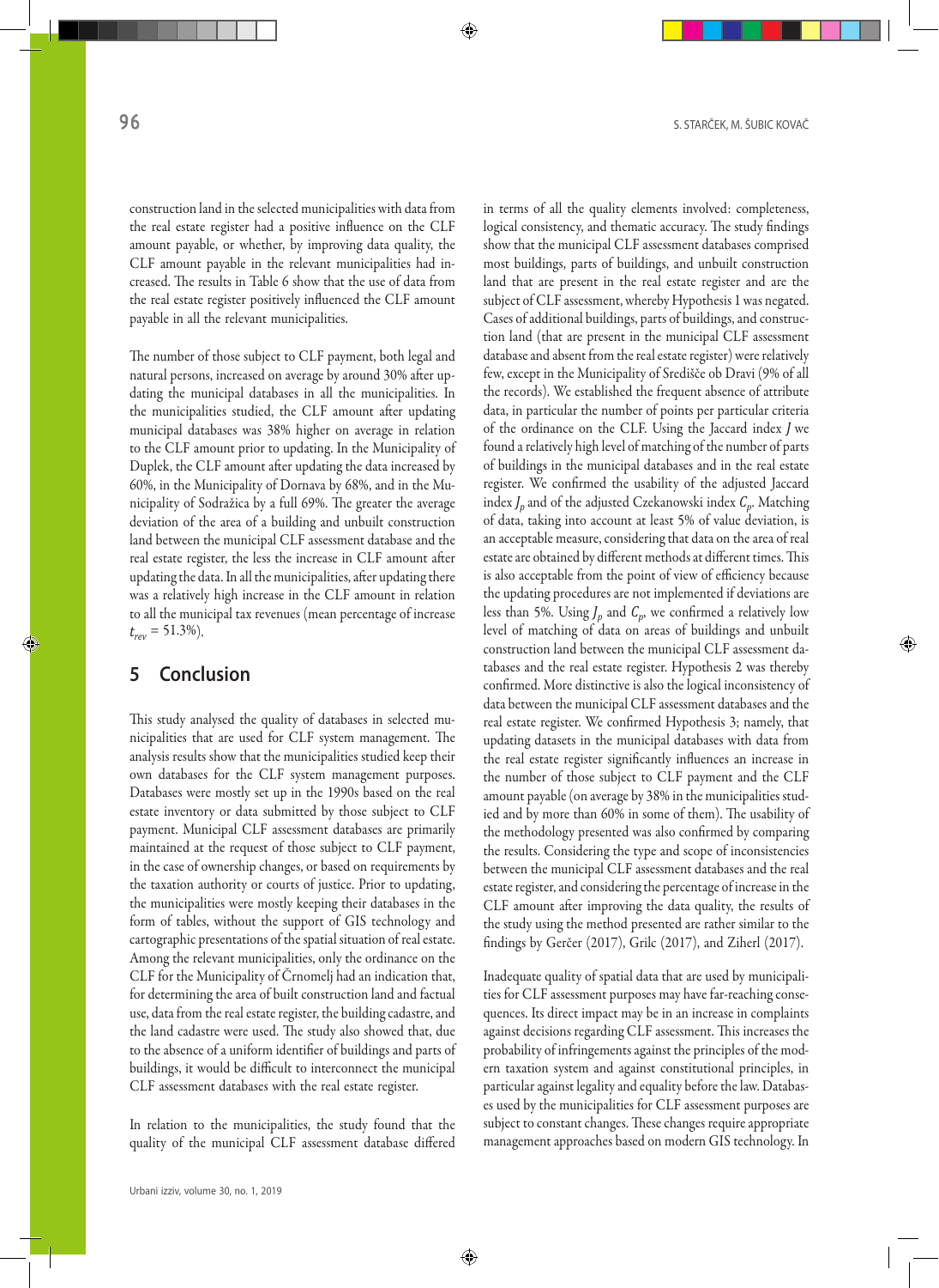construction land in the selected municipalities with data from the real estate register had a positive influence on the CLF amount payable, or whether, by improving data quality, the CLF amount payable in the relevant municipalities had increased. The results in Table 6 show that the use of data from the real estate register positively influenced the CLF amount payable in all the relevant municipalities.

The number of those subject to CLF payment, both legal and natural persons, increased on average by around 30% after updating the municipal databases in all the municipalities. In the municipalities studied, the CLF amount after updating municipal databases was 38% higher on average in relation to the CLF amount prior to updating. In the Municipality of Duplek, the CLF amount after updating the data increased by 60%, in the Municipality of Dornava by 68%, and in the Municipality of Sodražica by a full 69%. The greater the average deviation of the area of a building and unbuilt construction land between the municipal CLF assessment database and the real estate register, the less the increase in CLF amount after updating the data. In all the municipalities, after updating there was a relatively high increase in the CLF amount in relation to all the municipal tax revenues (mean percentage of increase $t_{rev}$ = 51.3%).

## 5 Conclusion

This study analysed the quality of databases in selected municipalities that are used for CLF system management. The analysis results show that the municipalities studied keep their own databases for the CLF system management purposes. Databases were mostly set up in the 1990s based on the real estate inventory or data submitted by those subject to CLF payment. Municipal CLF assessment databases are primarily maintained at the request of those subject to CLF payment, in the case of ownership changes, or based on requirements by the taxation authority or courts of justice. Prior to updating, the municipalities were mostly keeping their databases in the form of tables, without the support of GIS technology and cartographic presentations of the spatial situation of real estate. Among the relevant municipalities, only the ordinance on the CLF for the Municipality of Črnomelj had an indication that, for determining the area of built construction land and factual use, data from the real estate register, the building cadastre, and the land cadastre were used. The study also showed that, due to the absence of a uniform identifier of buildings and parts of buildings, it would be difficult to interconnect the municipal CLF assessment databases with the real estate register.

In relation to the municipalities, the study found that the quality of the municipal CLF assessment database differed in terms of all the quality elements involved: completeness, logical consistency, and thematic accuracy. The study findings show that the municipal CLF assessment databases comprised most buildings, parts of buildings, and unbuilt construction land that are present in the real estate register and are the subject of CLF assessment, whereby Hypothesis 1 was negated. Cases of additional buildings, parts of buildings, and construction land (that are present in the municipal CLF assessment database and absent from the real estate register) were relatively few, except in the Municipality of Središče ob Dravi (9% of all the records). We established the frequent absence of attribute data, in particular the number of points per particular criteria of the ordinance on the CLF. Using the Jaccard index $J$ we found a relatively high level of matching of the number of parts of buildings in the municipal databases and in the real estate register. We confirmed the usability of the adjusted Jaccard index $J_p$ and of the adjusted Czekanowski index $C_p$. Matching of data, taking into account at least 5% of value deviation, is an acceptable measure, considering that data on the area of real estate are obtained by different methods at different times. This is also acceptable from the point of view of efficiency because the updating procedures are not implemented if deviations are less than 5%. Using $J_p$ and $C_p$, we confirmed a relatively low level of matching of data on areas of buildings and unbuilt construction land between the municipal CLF assessment databases and the real estate register. Hypothesis 2 was thereby confirmed. More distinctive is also the logical inconsistency of data between the municipal CLF assessment databases and the real estate register. We confirmed Hypothesis 3; namely, that updating datasets in the municipal databases with data from the real estate register significantly influences an increase in the number of those subject to CLF payment and the CLF amount payable (on average by 38% in the municipalities studied and by more than 60% in some of them). The usability of the methodology presented was also confirmed by comparing the results. Considering the type and scope of inconsistencies between the municipal CLF assessment databases and the real estate register, and considering the percentage of increase in the CLF amount after improving the data quality, the results of the study using the method presented are rather similar to the findings by Gerčer (2017), Grilc (2017), and Ziherl (2017).

Inadequate quality of spatial data that are used by municipalities for CLF assessment purposes may have far-reaching consequences. Its direct impact may be in an increase in complaints against decisions regarding CLF assessment. This increases the probability of infringements against the principles of the modern taxation system and against constitutional principles, in particular against legality and equality before the law. Databases used by the municipalities for CLF assessment purposes are subject to constant changes. These changes require appropriate management approaches based on modern GIS technology. In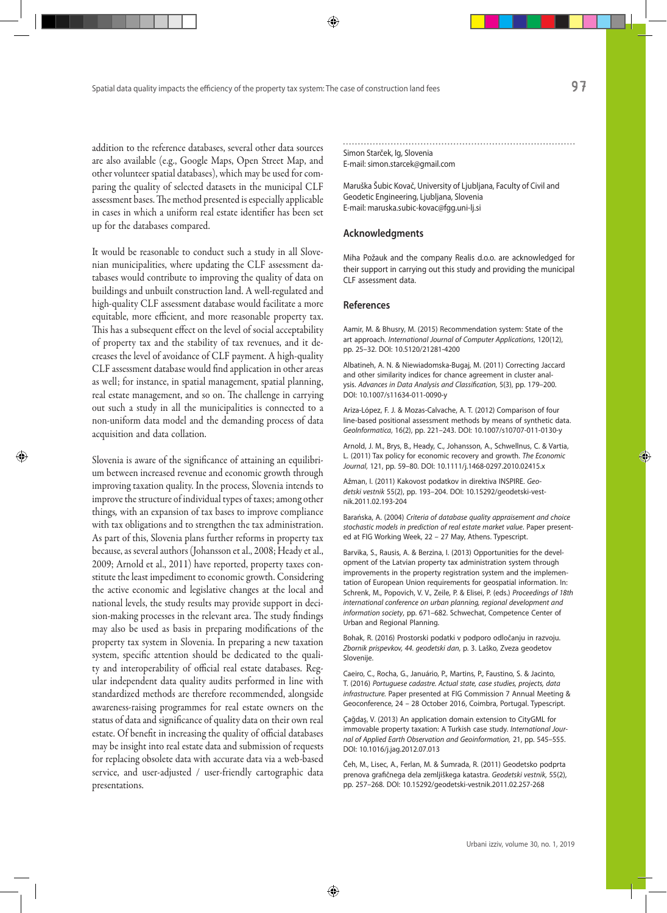addition to the reference databases, several other data sources are also available (e.g., Google Maps, Open Street Map, and other volunteer spatial databases), which may be used for comparing the quality of selected datasets in the municipal CLF assessment bases. The method presented is especially applicable in cases in which a uniform real estate identifier has been set up for the databases compared.

It would be reasonable to conduct such a study in all Slovenian municipalities, where updating the CLF assessment databases would contribute to improving the quality of data on buildings and unbuilt construction land. A well-regulated and high-quality CLF assessment database would facilitate a more equitable, more efficient, and more reasonable property tax. This has a subsequent effect on the level of social acceptability of property tax and the stability of tax revenues, and it decreases the level of avoidance of CLF payment. A high-quality CLF assessment database would find application in other areas as well; for instance, in spatial management, spatial planning, real estate management, and so on. The challenge in carrying out such a study in all the municipalities is connected to a non-uniform data model and the demanding process of data acquisition and data collation.

Slovenia is aware of the significance of attaining an equilibrium between increased revenue and economic growth through improving taxation quality. In the process, Slovenia intends to improve the structure of individual types of taxes; among other things, with an expansion of tax bases to improve compliance with tax obligations and to strengthen the tax administration. As part of this, Slovenia plans further reforms in property tax because, as several authors (Johansson et al., 2008; Heady et al., 2009; Arnold et al., 2011) have reported, property taxes constitute the least impediment to economic growth. Considering the active economic and legislative changes at the local and national levels, the study results may provide support in decision-making processes in the relevant area. The study findings may also be used as basis in preparing modifications of the property tax system in Slovenia. In preparing a new taxation system, specific attention should be dedicated to the quality and interoperability of official real estate databases. Regular independent data quality audits performed in line with standardized methods are therefore recommended, alongside awareness-raising programmes for real estate owners on the status of data and significance of quality data on their own real estate. Of benefit in increasing the quality of official databases may be insight into real estate data and submission of requests for replacing obsolete data with accurate data via a web-based service, and user-adjusted / user-friendly cartographic data presentations.

Simon Starček, Ig, Slovenia
E-mail: simon.starcek@gmail.com

Maruška Šubic Kovač, University of Ljubljana, Faculty of Civil and Geodetic Engineering, Ljubljana, Slovenia
E-mail: maruska.subic-kovac@fgg.uni-lj.si

## Acknowledgments

Miha Požauk and the company Realis d.o.o. are acknowledged for their support in carrying out this study and providing the municipal CLF assessment data.

## References

Aamir, M. & Bhusry, M. (2015) Recommendation system: State of the art approach. *International Journal of Computer Applications*, 120(12), pp. 25–32. DOI: 10.5120/21281-4200

Albatineh, A. N. & Niewiadomska-Bugaj, M. (2011) Correcting Jaccard and other similarity indices for chance agreement in cluster analysis. *Advances in Data Analysis and Classification*, 5(3), pp. 179–200. DOI: 10.1007/s11634-011-0090-y

Ariza-López, F. J. & Mozas-Calvache, A. T. (2012) Comparison of four line-based positional assessment methods by means of synthetic data. *GeoInformatica*, 16(2), pp. 221–243. DOI: 10.1007/s10707-011-0130-y

Arnold, J. M., Brys, B., Heady, C., Johansson, A., Schwellnus, C. & Vartia, L. (2011) Tax policy for economic recovery and growth. *The Economic Journal*, 121, pp. 59–80. DOI: 10.1111/j.1468-0297.2010.02415.x

Ažman, I. (2011) Kakovost podatkov in direktiva INSPIRE. *Geodetski vestnik* 55(2), pp. 193–204. DOI: 10.15292/geodetski-vestnik.2011.02.193-204

Barańska, A. (2004) *Criteria of database quality appraisement and choice stochastic models in prediction of real estate market value*. Paper presented at FIG Working Week, 22 – 27 May, Athens. Typescript.

Barvika, S., Rausis, A. & Berzina, I. (2013) Opportunities for the development of the Latvian property tax administration system through improvements in the property registration system and the implementation of European Union requirements for geospatial information. In: Schrenk, M., Popovich, V. V., Zeile, P. & Elisei, P. (eds.) *Proceedings of 18th international conference on urban planning, regional development and information society*, pp. 671–682. Schwechat, Competence Center of Urban and Regional Planning.

Bohak, R. (2016) Prostorski podatki v podporo odločanju in razvoju. *Zbornik prispevkov, 44. geodetski dan*, p. 3. Laško, Zveza geodetov Slovenije.

Caeiro, C., Rocha, G., Januário, P., Martins, P., Faustino, S. & Jacinto, T. (2016) *Portuguese cadastre. Actual state, case studies, projects, data infrastructure.* Paper presented at FIG Commission 7 Annual Meeting & Geoconference, 24 – 28 October 2016, Coimbra, Portugal. Typescript.

Çağdaş, V. (2013) An application domain extension to CityGML for immovable property taxation: A Turkish case study. *International Journal of Applied Earth Observation and Geoinformation*, 21, pp. 545–555. DOI: 10.1016/j.jag.2012.07.013

Čeh, M., Lisec, A., Ferlan, M. & Šumrada, R. (2011) Geodetsko podprta prenova grafičnega dela zemljiškega katastra. *Geodetski vestnik*, 55(2), pp. 257–268. DOI: 10.15292/geodetski-vestnik.2011.02.257-268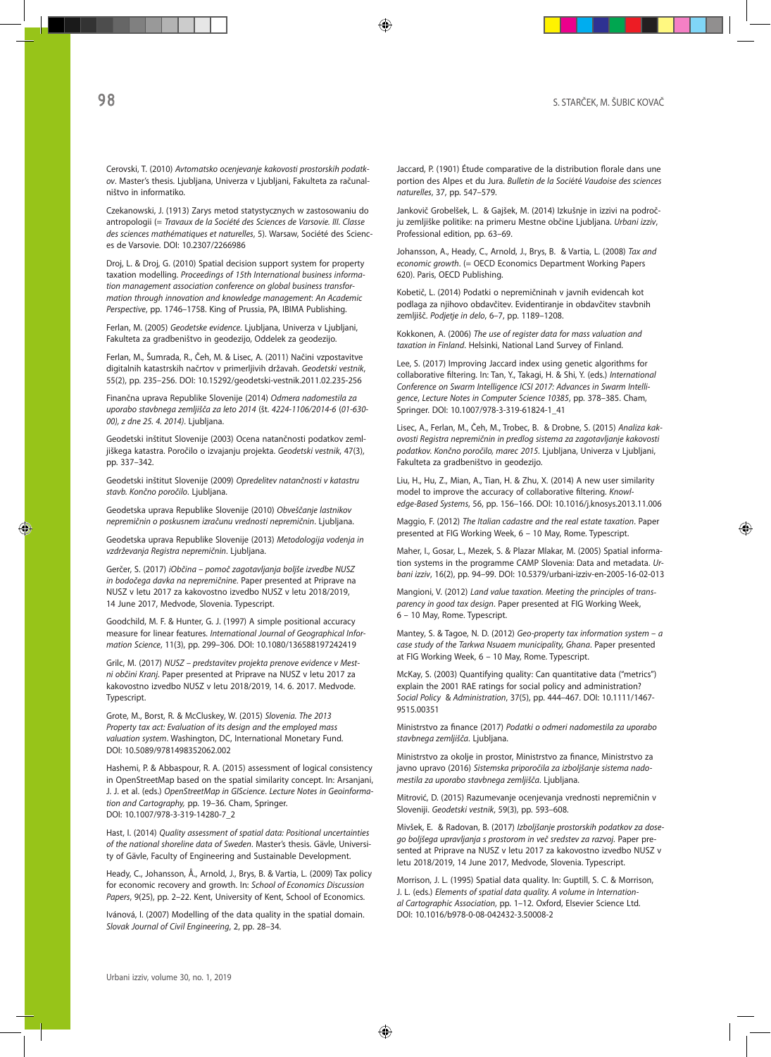Cerovski, T. (2010) *Avtomatsko ocenjevanje kakovosti prostorskih podatkov*. Master's thesis. Ljubljana, Univerza v Ljubljani, Fakulteta za računalništvo in informatiko.

Czekanowski, J. (1913) Zarys metod statystycznych w zastosowaniu do antropologii (= *Travaux de la Société des Sciences de Varsovie. III. Classe des sciences mathématiques et naturelles*, 5). Warsaw, Société des Sciences de Varsovie. DOI: 10.2307/2266986

Droj, L. & Droj, G. (2010) Spatial decision support system for property taxation modelling. *Proceedings of 15th International business information management association conference on global business transformation through innovation and knowledge management*: *An Academic Perspective*, pp. 1746–1758. King of Prussia, PA, IBIMA Publishing.

Ferlan, M. (2005) *Geodetske evidence*. Ljubljana, Univerza v Ljubljani, Fakulteta za gradbeništvo in geodezijo, Oddelek za geodezijo.

Ferlan, M., Šumrada, R., Čeh, M. & Lisec, A. (2011) Načini vzpostavitve digitalnih katastrskih načrtov v primerljivih državah. *Geodetski vestnik*, 55(2), pp. 235–256. DOI: 10.15292/geodetski-vestnik.2011.02.235-256

Finančna uprava Republike Slovenije (2014) *Odmera nadomestila za uporabo stavbnega zemljišča za leto 2014* (št. *4224-1106/2014-6* (*01-630-00), z dne 25. 4. 2014)*. Ljubljana.

Geodetski inštitut Slovenije (2003) Ocena natančnosti podatkov zemljiškega katastra. Poročilo o izvajanju projekta. *Geodetski vestnik*, 47(3), pp. 337–342.

Geodetski inštitut Slovenije (2009) *Opredelitev natančnosti v katastru stavb. Končno poročilo*. Ljubljana.

Geodetska uprava Republike Slovenije (2010) *Obveščanje lastnikov nepremičnin o poskusnem izračunu vrednosti nepremičnin*. Ljubljana.

Geodetska uprava Republike Slovenije (2013) *Metodologija vodenja in vzdrževanja Registra nepremičnin*. Ljubljana.

Gerčer, S. (2017) *iObčina – pomoč zagotavljanja boljše izvedbe NUSZ in bodočega davka na nepremičnine*. Paper presented at Priprave na NUSZ v letu 2017 za kakovostno izvedbo NUSZ v letu 2018/2019, 14 June 2017, Medvode, Slovenia. Typescript.

Goodchild, M. F. & Hunter, G. J. (1997) A simple positional accuracy measure for linear features. *International Journal of Geographical Information Science*, 11(3), pp. 299–306. DOI: 10.1080/136588197242419

Grilc, M. (2017) *NUSZ – predstavitev projekta prenove evidence v Mestni občini Kranj*. Paper presented at Priprave na NUSZ v letu 2017 za kakovostno izvedbo NUSZ v letu 2018/2019, 14. 6. 2017. Medvode. Typescript.

Grote, M., Borst, R. & McCluskey, W. (2015) *Slovenia. The 2013 Property tax act: Evaluation of its design and the employed mass valuation system*. Washington, DC, International Monetary Fund. DOI: 10.5089/9781498352062.002

Hashemi, P. & Abbaspour, R. A. (2015) assessment of logical consistency in OpenStreetMap based on the spatial similarity concept. In: Arsanjani, J. J. et al. (eds.) *OpenStreetMap in GIScience*. *Lecture Notes in Geoinformation and Cartography,* pp. 19–36. Cham, Springer. DOI: 10.1007/978-3-319-14280-7_2

Hast, I. (2014) *Quality assessment of spatial data: Positional uncertainties of the national shoreline data of Sweden*. Master's thesis. Gävle, University of Gävle, Faculty of Engineering and Sustainable Development.

Heady, C., Johansson, Å., Arnold, J., Brys, B. & Vartia, L. (2009) Tax policy for economic recovery and growth. In: *School of Economics Discussion Papers*, 9(25), pp. 2–22. Kent, University of Kent, School of Economics.

Ivánová, I. (2007) Modelling of the data quality in the spatial domain. *Slovak Journal of Civil Engineering*, 2, pp. 28–34.

Jaccard, P. (1901) Étude comparative de la distribution florale dans une portion des Alpes et du Jura. *Bulletin de la Société Vaudoise des sciences naturelles*, 37, pp. 547–579.

Jankovič Grobelšek, L. & Gajšek, M. (2014) Izkušnje in izzivi na področju zemljiške politike: na primeru Mestne občine Ljubljana. *Urbani izziv*, Professional edition, pp. 63–69.

Johansson, A., Heady, C., Arnold, J., Brys, B. & Vartia, L. (2008) *Tax and economic growth*. (= OECD Economics Department Working Papers 620). Paris, OECD Publishing.

Kobetič, L. (2014) Podatki o nepremičninah v javnih evidencah kot podlaga za njihovo obdavčitev. Evidentiranje in obdavčitev stavbnih zemljišč. *Podjetje in delo*, 6–7, pp. 1189–1208.

Kokkonen, A. (2006) *The use of register data for mass valuation and taxation in Finland*. Helsinki, National Land Survey of Finland.

Lee, S. (2017) Improving Jaccard index using genetic algorithms for collaborative filtering. In: Tan, Y., Takagi, H. & Shi, Y. (eds.) *International Conference on Swarm Intelligence ICSI 2017: Advances in Swarm Intelligence*, *Lecture Notes in Computer Science 10385*, pp. 378–385. Cham, Springer. DOI: 10.1007/978-3-319-61824-1_41

Lisec, A., Ferlan, M., Čeh, M., Trobec, B. & Drobne, S. (2015) *Analiza kakovosti Registra nepremičnin in predlog sistema za zagotavljanje kakovosti podatkov. Končno poročilo, marec 2015*. Ljubljana, Univerza v Ljubljani, Fakulteta za gradbeništvo in geodezijo.

Liu, H., Hu, Z., Mian, A., Tian, H. & Zhu, X. (2014) A new user similarity model to improve the accuracy of collaborative filtering. *Knowledge-Based Systems*, 56, pp. 156–166. DOI: 10.1016/j.knosys.2013.11.006

Maggio, F. (2012) *The Italian cadastre and the real estate taxation*. Paper presented at FIG Working Week, 6 – 10 May, Rome. Typescript.

Maher, I., Gosar, L., Mezek, S. & Plazar Mlakar, M. (2005) Spatial information systems in the programme CAMP Slovenia: Data and metadata. *Urbani izziv*, 16(2), pp. 94–99. DOI: 10.5379/urbani-izziv-en-2005-16-02-013

Mangioni, V. (2012) *Land value taxation. Meeting the principles of transparency in good tax design*. Paper presented at FIG Working Week, 6 – 10 May, Rome. Typescript.

Mantey, S. & Tagoe, N. D. (2012) *Geo-property tax information system – a case study of the Tarkwa Nsuaem municipality, Ghana*. Paper presented at FIG Working Week, 6 – 10 May, Rome. Typescript.

McKay, S. (2003) Quantifying quality: Can quantitative data ("metrics") explain the 2001 RAE ratings for social policy and administration? *Social Policy & Administration*, 37(5), pp. 444–467. DOI: 10.1111/1467-9515.00351

Ministrstvo za finance (2017) *Podatki o odmeri nadomestila za uporabo stavbnega zemljišča*. Ljubljana.

Ministrstvo za okolje in prostor, Ministrstvo za finance, Ministrstvo za javno upravo (2016) *Sistemska priporočila za izboljšanje sistema nadomestila za uporabo stavbnega zemljišča*. Ljubljana.

Mitrović, D. (2015) Razumevanje ocenjevanja vrednosti nepremičnin v Sloveniji. *Geodetski vestnik*, 59(3), pp. 593–608.

Mivšek, E. & Radovan, B. (2017) *Izboljšanje prostorskih podatkov za dosego boljšega upravljanja s prostorom in več sredstev za razvoj*. Paper presented at Priprave na NUSZ v letu 2017 za kakovostno izvedbo NUSZ v letu 2018/2019, 14 June 2017, Medvode, Slovenia. Typescript.

Morrison, J. L. (1995) Spatial data quality. In: Guptill, S. C. & Morrison, J. L. (eds.) *Elements of spatial data quality. A volume in International Cartographic Association*, pp. 1–12. Oxford, Elsevier Science Ltd. DOI: 10.1016/b978-0-08-042432-3.50008-2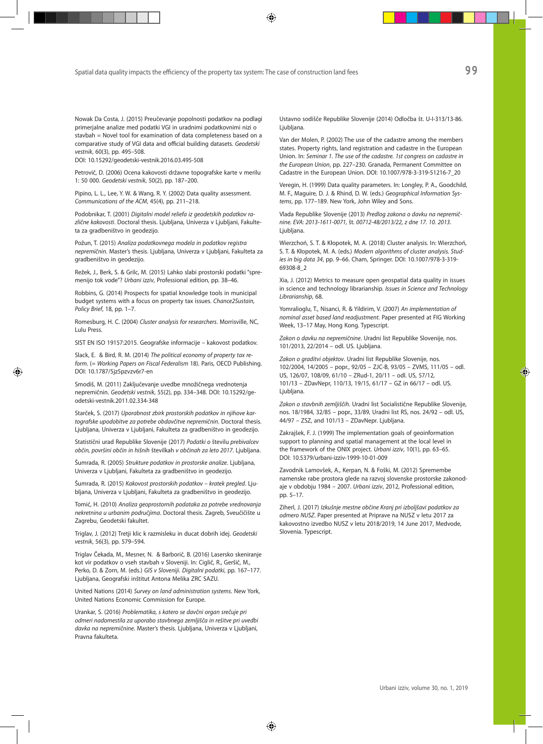Nowak Da Costa, J. (2015) Preučevanje popolnosti podatkov na podlagi primerjalne analize med podatki VGI in uradnimi podatkovnimi nizi o stavbah = Novel tool for examination of data completeness based on a comparative study of VGI data and official building datasets. *Geodetski vestnik*, 60(3), pp. 495–508.
DOI: 10.15292/geodetski-vestnik.2016.03.495-508

Petrovič, D. (2006) Ocena kakovosti državne topografske karte v merilu 1: 50 000. *Geodetski vestnik*, 50(2), pp. 187–200.

Pipino, L. L., Lee, Y. W. & Wang, R. Y. (2002) Data quality assessment. *Communications of the ACM*, 45(4), pp. 211–218.

Podobnikar, T. (2001) *Digitalni model reliefa iz geodetskih podatkov različne kakovosti*. Doctoral thesis. Ljubljana, Univerza v Ljubljani, Fakulteta za gradbeništvo in geodezijo.

Požun, T. (2015) *Analiza podatkovnega modela in podatkov registra nepremičnin*. Master's thesis. Ljubljana, Univerza v Ljubljani, Fakulteta za gradbeništvo in geodezijo.

Režek, J., Berk, S. & Grilc, M. (2015) Lahko slabi prostorski podatki "spremenijo tok vode"? *Urbani izziv*, Professional edition, pp. 38–46.

Robbins, G. (2014) Prospects for spatial knowledge tools in municipal budget systems with a focus on property tax issues. *Chance2Sustain, Policy Brief*, 18, pp. 1–7.

Romesburg, H. C. (2004) *Cluster analysis for researchers*. Morrisville, NC, Lulu Press.

SIST EN ISO 19157:2015. Geografske informacije – kakovost podatkov.

Slack, E. & Bird, R. M. (2014) *The political economy of property tax reform*. (= *Working Papers on Fiscal Federalism* 18). Paris, OECD Publishing. DOI: 10.1787/5jz5pzvzv6r7-en

Smodiš, M. (2011) Zaključevanje uvedbe množičnega vrednotenja nepremičnin. *Geodetski vestnik*, 55(2), pp. 334–348. DOI: 10.15292/geodetski-vestnik.2011.02.334-348

Starček, S. (2017) *Uporabnost zbirk prostorskih podatkov in njihove kartografske upodobitve za potrebe obdavčitve nepremičnin*. Doctoral thesis. Ljubljana, Univerza v Ljubljani, Fakulteta za gradbeništvo in geodezijo.

Statistični urad Republike Slovenije (2017) *Podatki o* številu *prebivalcev občin, površini občin in hišnih* številkah *v občinah za leto 2017*. Ljubljana.

Šumrada, R. (2005) *Strukture podatkov in prostorske analize*. Ljubljana, Univerza v Ljubljani, Fakulteta za gradbeništvo in geodezijo.

Šumrada, R. (2015) *Kakovost prostorskih podatkov – kratek pregled*. Ljubljana, Univerza v Ljubljani, Fakulteta za gradbeništvo in geodezijo.

Tomić, H. (2010) *Analiza geoprostornih podataka za potrebe vrednovanja nekretnina u urbanim područjima*. Doctoral thesis. Zagreb, Sveučiličište u Zagrebu, Geodetski fakultet.

Triglav, J. (2012) Tretji klic k razmisleku in ducat dobrih idej. *Geodetski vestnik*, 56(3), pp. 579–594.

Triglav Čekada, M., Mesner, N. & Barborič, B. (2016) Lasersko skeniranje kot vir podatkov o vseh stavbah v Sloveniji. In: Ciglič, R., Geršič, M., Perko, D. & Zorn, M. (eds.) *GIS v Sloveniji. Digitalni podatki*, pp. 167–177. Ljubljana, Geografski inštitut Antona Melika ZRC SAZU.

United Nations (2014) *Survey on land administration systems*. New York, United Nations Economic Commission for Europe.

Urankar, S. (2016) *Problematika, s katero se davčni organ srečuje pri odmeri nadomestila za uporabo stavbnega zemljišča in rešitve pri uvedbi davka na nepremičnine*. Master's thesis. Ljubljana, Univerza v Ljubljani, Pravna fakulteta.

Ustavno sodišče Republike Slovenije (2014) Odločba št. U-I-313/13-86. Ljubljana.

Van der Molen, P. (2002) The use of the cadastre among the members states. Property rights, land registration and cadastre in the European Union. In: *Seminar 1. The use of the cadastre. 1st congress on cadastre in the European Union*, pp. 227–230. Granada, Permanent Committee on Cadastre in the European Union. DOI: 10.1007/978-3-319-51216-7_20

Veregin, H. (1999) Data quality parameters. In: Longley, P. A., Goodchild, M. F., Maguire, D. J. & Rhind, D. W. (eds.) *Geographical Information Systems*, pp. 177–189. New York, John Wiley and Sons.

Vlada Republike Slovenije (2013) *Predlog zakona o davku na nepremičnine. EVA: 2013-1611-0071,* št. *00712-48/2013/22, z dne 17. 10. 2013*. Ljubljana.

Wierzchoń, S. T. & Kłopotek, M. A. (2018) Cluster analysis. In: Wierzchoń, S. T. & Kłopotek, M. A. (eds.) *Modern algorithms of cluster analysis. Studies in big data 34*, pp. 9–66. Cham, Springer. DOI: 10.1007/978-3-319-69308-8_2

Xia, J. (2012) Metrics to measure open geospatial data quality in issues in science and technology librarianship. *Issues in Science and Technology Librarianship*, 68.

Yomralioglu, T., Nisanci, R. & Yildirim, V. (2007) *An implementation of nominal asset based land readjustment*. Paper presented at FIG Working Week, 13–17 May, Hong Kong. Typescript.

*Zakon o davku na nepremičnine*. Uradni list Republike Slovenije, nos. 101/2013, 22/2014 – odl. US. Ljubljana.

*Zakon o graditvi objektov*. Uradni list Republike Slovenije, nos. 102/2004, 14/2005 – popr., 92/05 – ZJC-B, 93/05 – ZVMS, 111/05 – odl. US, 126/07, 108/09, 61/10 – ZRud-1, 20/11 – odl. US, 57/12, 101/13 – ZDavNepr, 110/13, 19/15, 61/17 – GZ in 66/17 – odl. US. Ljubljana.

*Zakon o stavbnih zemljiščih*. Uradni list Socialistične Republike Slovenije, nos. 18/1984, 32/85 – popr., 33/89, Uradni list RS, nos. 24/92 – odl. US, 44/97 – ZSZ, and 101/13 – ZDavNepr. Ljubljana.

Zakrajšek, F. J. (1999) The implementation goals of geoinformation support to planning and spatial management at the local level in the framework of the ONIX project. *Urbani izziv*, 10(1), pp. 63–65. DOI: 10.5379/urbani-izziv-1999-10-01-009

Zavodnik Lamovšek, A., Kerpan, N. & Foški, M. (2012) Spremembe namenske rabe prostora glede na razvoj slovenske prostorske zakonodaje v obdobju 1984 – 2007. *Urbani izziv*, 2012, Professional edition, pp. 5–17.

Ziherl, J. (2017) *Izkušnje mestne občine Kranj pri izboljšavi podatkov za odmero NUSZ*. Paper presented at Priprave na NUSZ v letu 2017 za kakovostno izvedbo NUSZ v letu 2018/2019, 14 June 2017, Medvode, Slovenia. Typescript.